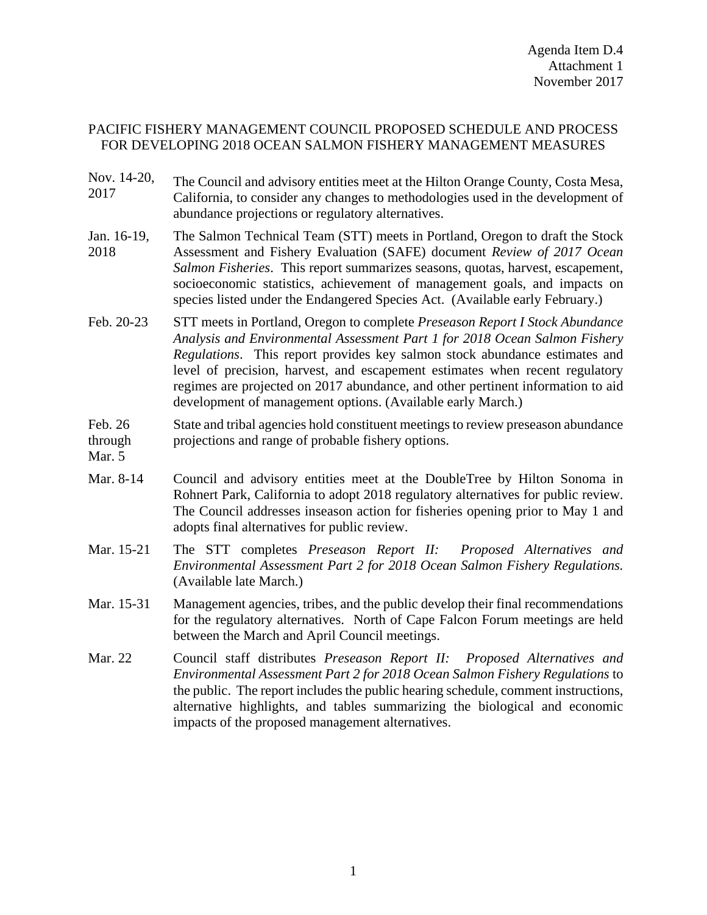Agenda Item D.4
Attachment 1
November 2017

# PACIFIC FISHERY MANAGEMENT COUNCIL PROPOSED SCHEDULE AND PROCESS FOR DEVELOPING 2018 OCEAN SALMON FISHERY MANAGEMENT MEASURES

| Date | Activity |
|---|---|
| Nov. 14-20, 2017 | The Council and advisory entities meet at the Hilton Orange County, Costa Mesa, California, to consider any changes to methodologies used in the development of abundance projections or regulatory alternatives. |
| Jan. 16-19, 2018 | The Salmon Technical Team (STT) meets in Portland, Oregon to draft the Stock Assessment and Fishery Evaluation (SAFE) document *Review of 2017 Ocean Salmon Fisheries*. This report summarizes seasons, quotas, harvest, escapement, socioeconomic statistics, achievement of management goals, and impacts on species listed under the Endangered Species Act. (Available early February.) |
| Feb. 20-23 | STT meets in Portland, Oregon to complete *Preseason Report I Stock Abundance Analysis and Environmental Assessment Part 1 for 2018 Ocean Salmon Fishery Regulations*. This report provides key salmon stock abundance estimates and level of precision, harvest, and escapement estimates when recent regulatory regimes are projected on 2017 abundance, and other pertinent information to aid development of management options. (Available early March.) |
| Feb. 26 through Mar. 5 | State and tribal agencies hold constituent meetings to review preseason abundance projections and range of probable fishery options. |
| Mar. 8-14 | Council and advisory entities meet at the DoubleTree by Hilton Sonoma in Rohnert Park, California to adopt 2018 regulatory alternatives for public review. The Council addresses inseason action for fisheries opening prior to May 1 and adopts final alternatives for public review. |
| Mar. 15-21 | The STT completes *Preseason Report II: Proposed Alternatives and Environmental Assessment Part 2 for 2018 Ocean Salmon Fishery Regulations.* (Available late March.) |
| Mar. 15-31 | Management agencies, tribes, and the public develop their final recommendations for the regulatory alternatives. North of Cape Falcon Forum meetings are held between the March and April Council meetings. |
| Mar. 22 | Council staff distributes *Preseason Report II: Proposed Alternatives and Environmental Assessment Part 2 for 2018 Ocean Salmon Fishery Regulations* to the public. The report includes the public hearing schedule, comment instructions, alternative highlights, and tables summarizing the biological and economic impacts of the proposed management alternatives. |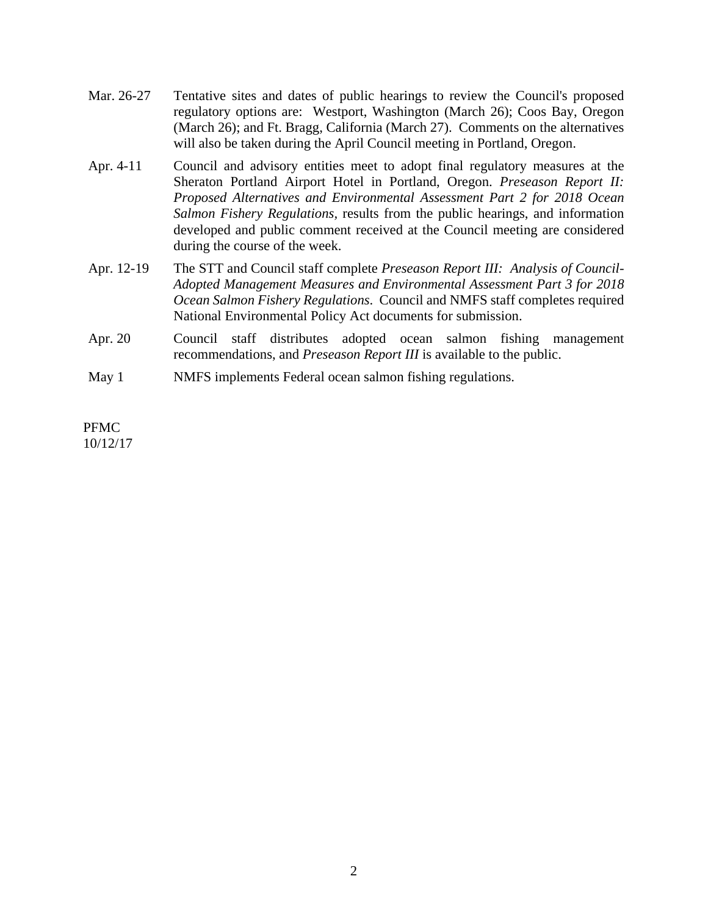Mar. 26-27 Tentative sites and dates of public hearings to review the Council's proposed regulatory options are: Westport, Washington (March 26); Coos Bay, Oregon (March 26); and Ft. Bragg, California (March 27). Comments on the alternatives will also be taken during the April Council meeting in Portland, Oregon.

Apr. 4-11 Council and advisory entities meet to adopt final regulatory measures at the Sheraton Portland Airport Hotel in Portland, Oregon. *Preseason Report II: Proposed Alternatives and Environmental Assessment Part 2 for 2018 Ocean Salmon Fishery Regulations*, results from the public hearings, and information developed and public comment received at the Council meeting are considered during the course of the week.

Apr. 12-19 The STT and Council staff complete *Preseason Report III: Analysis of Council-Adopted Management Measures and Environmental Assessment Part 3 for 2018 Ocean Salmon Fishery Regulations*. Council and NMFS staff completes required National Environmental Policy Act documents for submission.

Apr. 20 Council staff distributes adopted ocean salmon fishing management recommendations, and *Preseason Report III* is available to the public.

May 1 NMFS implements Federal ocean salmon fishing regulations.

PFMC
10/12/17